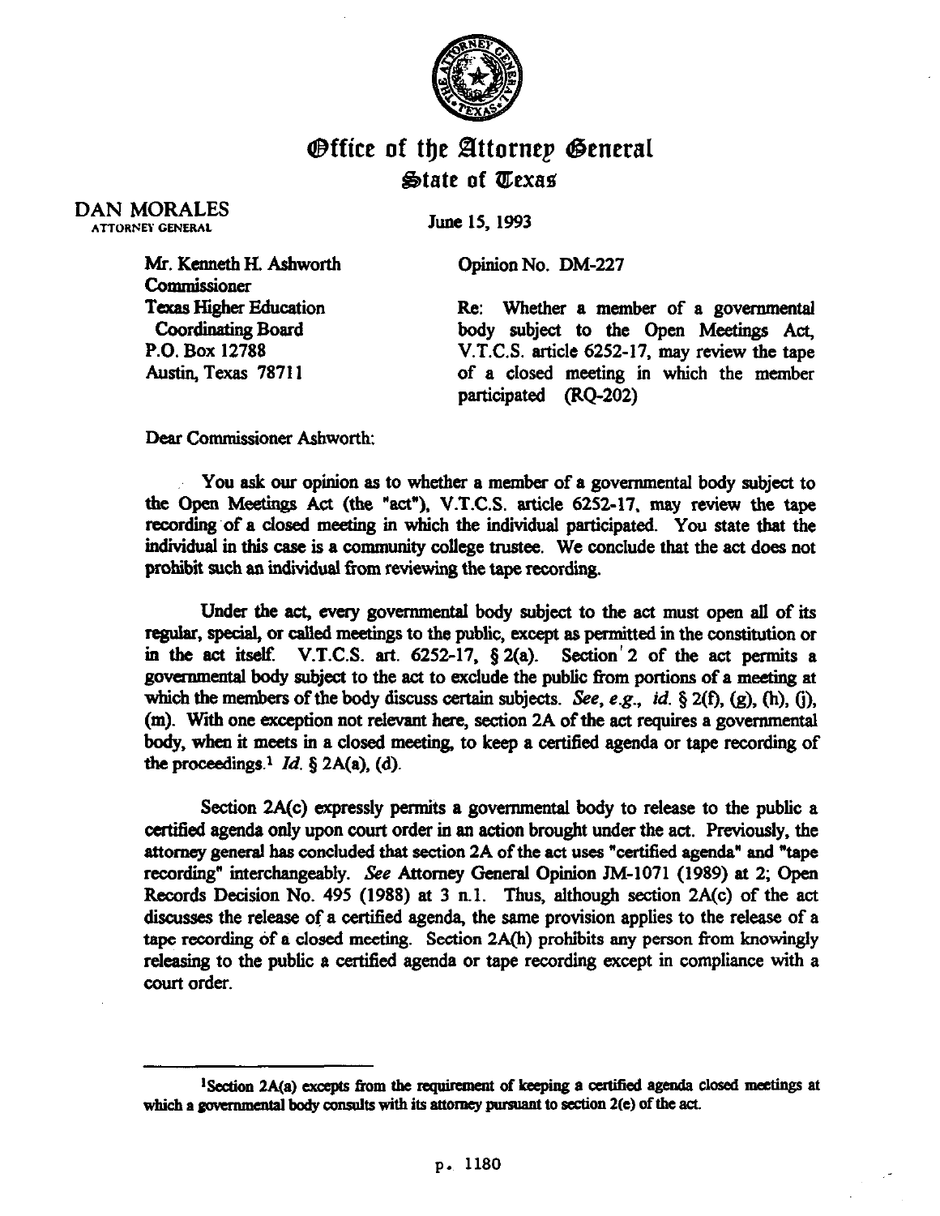# Office of the Attorney General
## State of Texas

DAN MORALES
ATTORNEY GENERAL

June 15, 1993

Mr. Kenneth H. Ashworth
Commissioner
Texas Higher Education
Coordinating Board
P.O. Box 12788
Austin, Texas 78711

Opinion No. DM-227

Re: Whether a member of a governmental body subject to the Open Meetings Act, V.T.C.S. article 6252-17, may review the tape of a closed meeting in which the member participated (RQ-202)

Dear Commissioner Ashworth:

You ask our opinion as to whether a member of a governmental body subject to the Open Meetings Act (the "act"), V.T.C.S. article 6252-17, may review the tape recording of a closed meeting in which the individual participated. You state that the individual in this case is a community college trustee. We conclude that the act does not prohibit such an individual from reviewing the tape recording.

Under the act, every governmental body subject to the act must open all of its regular, special, or called meetings to the public, except as permitted in the constitution or in the act itself. V.T.C.S. art. 6252-17, § 2(a). Section 2 of the act permits a governmental body subject to the act to exclude the public from portions of a meeting at which the members of the body discuss certain subjects. *See, e.g., id.* § 2(f), (g), (h), (j), (m). With one exception not relevant here, section 2A of the act requires a governmental body, when it meets in a closed meeting, to keep a certified agenda or tape recording of the proceedings.[1] *Id.* § 2A(a), (d).

Section 2A(c) expressly permits a governmental body to release to the public a certified agenda only upon court order in an action brought under the act. Previously, the attorney general has concluded that section 2A of the act uses "certified agenda" and "tape recording" interchangeably. *See* Attorney General Opinion JM-1071 (1989) at 2; Open Records Decision No. 495 (1988) at 3 n.1. Thus, although section 2A(c) of the act discusses the release of a certified agenda, the same provision applies to the release of a tape recording of a closed meeting. Section 2A(h) prohibits any person from knowingly releasing to the public a certified agenda or tape recording except in compliance with a court order.

---

[1]Section 2A(a) excepts from the requirement of keeping a certified agenda closed meetings at which a governmental body consults with its attorney pursuant to section 2(e) of the act.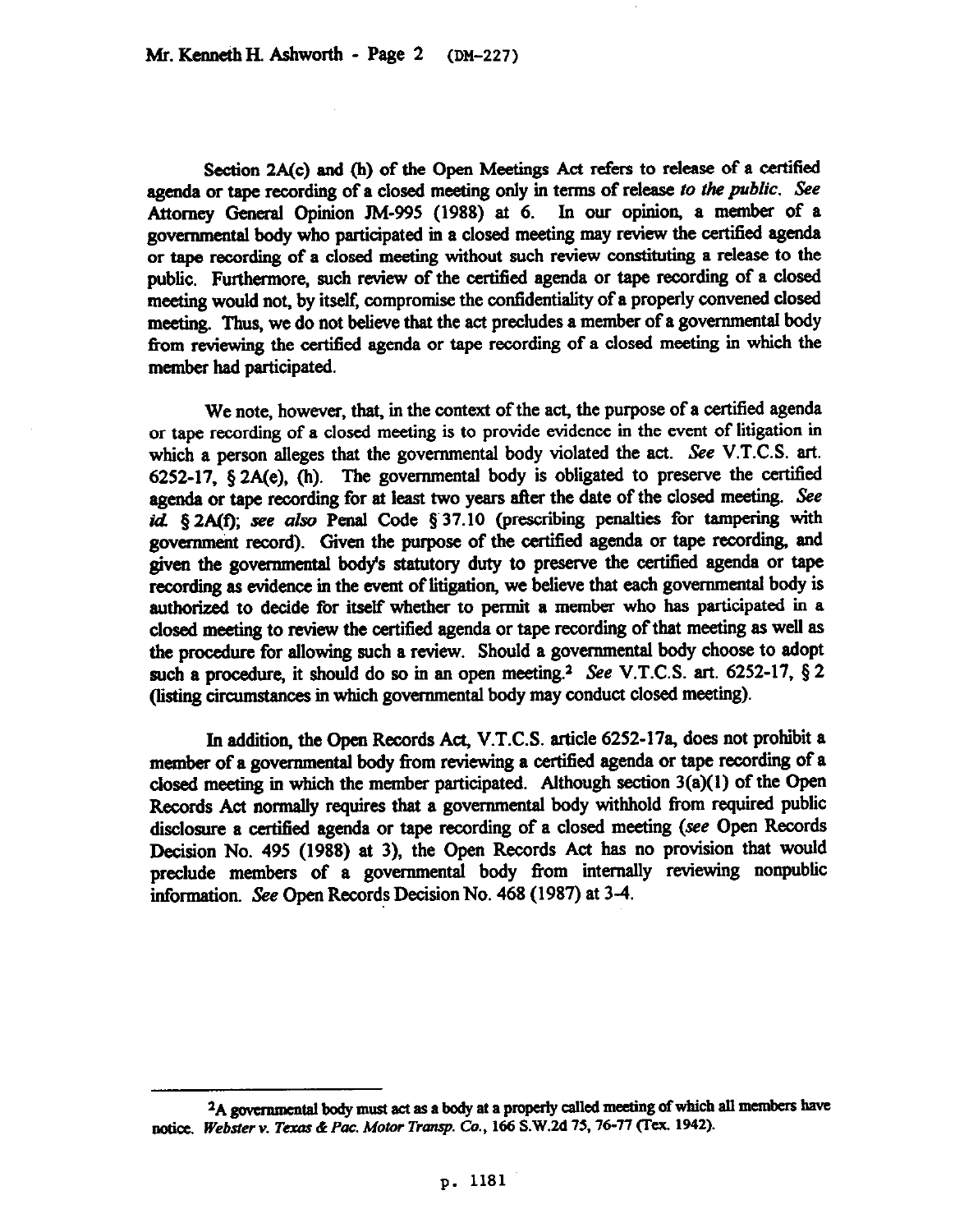Section 2A(c) and (h) of the Open Meetings Act refers to release of a certified agenda or tape recording of a closed meeting only in terms of release *to the public*. *See* Attorney General Opinion JM-995 (1988) at 6. In our opinion, a member of a governmental body who participated in a closed meeting may review the certified agenda or tape recording of a closed meeting without such review constituting a release to the public. Furthermore, such review of the certified agenda or tape recording of a closed meeting would not, by itself, compromise the confidentiality of a properly convened closed meeting. Thus, we do not believe that the act precludes a member of a governmental body from reviewing the certified agenda or tape recording of a closed meeting in which the member had participated.

We note, however, that, in the context of the act, the purpose of a certified agenda or tape recording of a closed meeting is to provide evidence in the event of litigation in which a person alleges that the governmental body violated the act. *See* V.T.C.S. art. 6252-17, § 2A(e), (h). The governmental body is obligated to preserve the certified agenda or tape recording for at least two years after the date of the closed meeting. *See id.* § 2A(f); *see also* Penal Code § 37.10 (prescribing penalties for tampering with government record). Given the purpose of the certified agenda or tape recording, and given the governmental body's statutory duty to preserve the certified agenda or tape recording as evidence in the event of litigation, we believe that each governmental body is authorized to decide for itself whether to permit a member who has participated in a closed meeting to review the certified agenda or tape recording of that meeting as well as the procedure for allowing such a review. Should a governmental body choose to adopt such a procedure, it should do so in an open meeting.[2] *See* V.T.C.S. art. 6252-17, § 2 (listing circumstances in which governmental body may conduct closed meeting).

In addition, the Open Records Act, V.T.C.S. article 6252-17a, does not prohibit a member of a governmental body from reviewing a certified agenda or tape recording of a closed meeting in which the member participated. Although section 3(a)(1) of the Open Records Act normally requires that a governmental body withhold from required public disclosure a certified agenda or tape recording of a closed meeting (*see* Open Records Decision No. 495 (1988) at 3), the Open Records Act has no provision that would preclude members of a governmental body from internally reviewing nonpublic information. *See* Open Records Decision No. 468 (1987) at 3-4.

---

[2] A governmental body must act as a body at a properly called meeting of which all members have notice. *Webster v. Texas & Pac. Motor Transp. Co.*, 166 S.W.2d 75, 76-77 (Tex. 1942).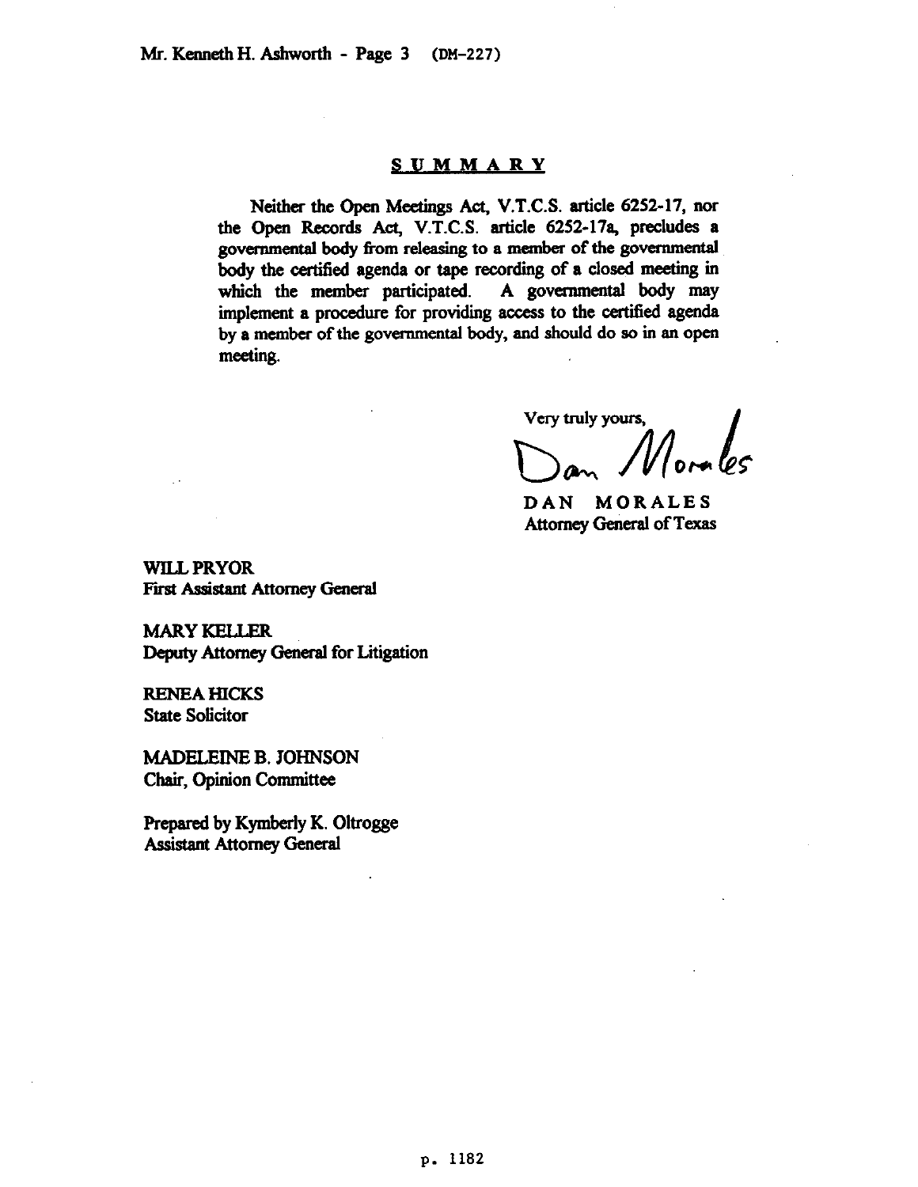## SUMMARY

Neither the Open Meetings Act, V.T.C.S. article 6252-17, nor the Open Records Act, V.T.C.S. article 6252-17a, precludes a governmental body from releasing to a member of the governmental body the certified agenda or tape recording of a closed meeting in which the member participated. A governmental body may implement a procedure for providing access to the certified agenda by a member of the governmental body, and should do so in an open meeting.

Very truly yours,

Dan Morales

DAN MORALES
Attorney General of Texas

WILL PRYOR
First Assistant Attorney General

MARY KELLER
Deputy Attorney General for Litigation

RENEA HICKS
State Solicitor

MADELEINE B. JOHNSON
Chair, Opinion Committee

Prepared by Kymberly K. Oltrogge
Assistant Attorney General